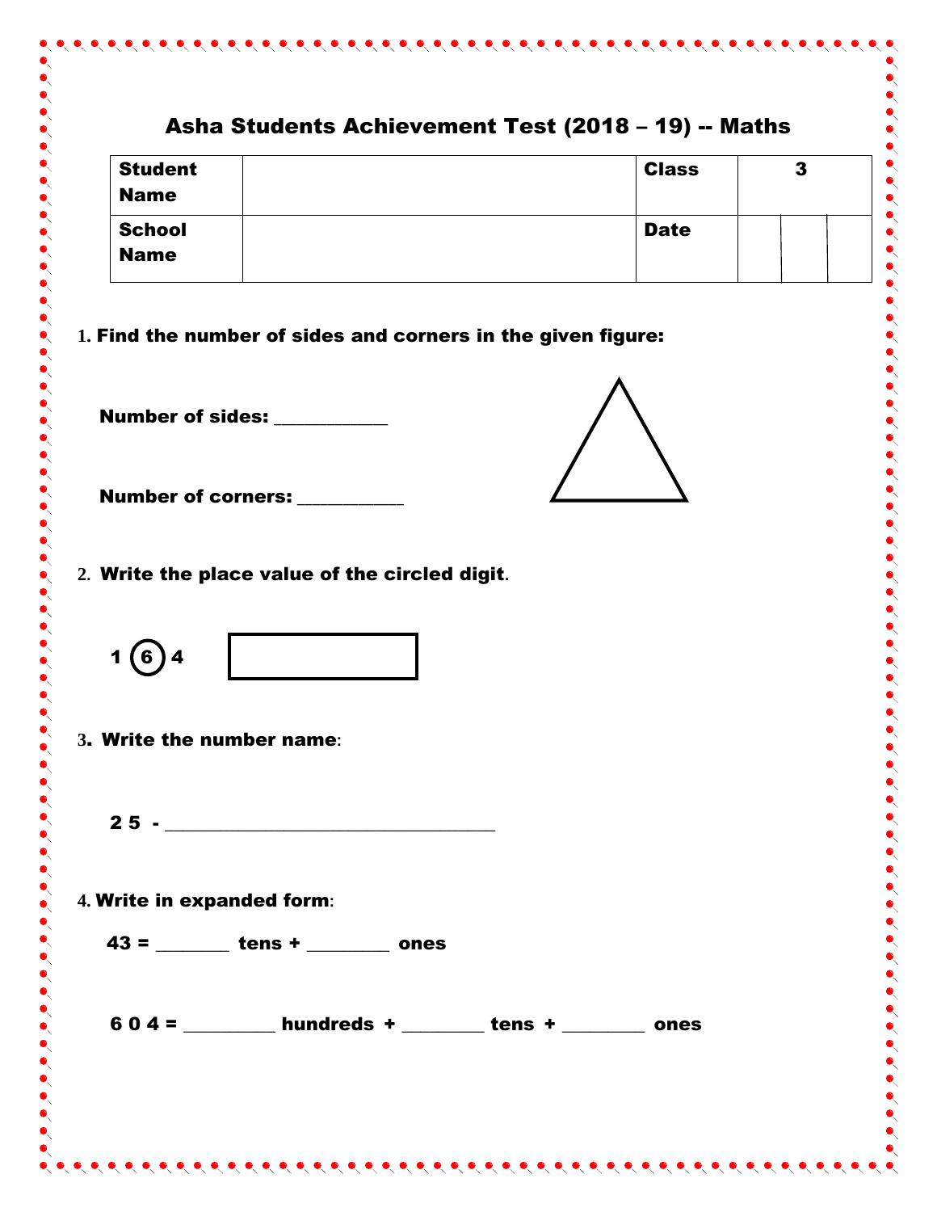# Asha Students Achievement Test (2018 – 19) -- Maths

| **Student Name** | | **Class** | 3 |
|---|---|---|---|
| **School Name** | | **Date** | |

1. **Find the number of sides and corners in the given figure:**

   **Number of sides:** ___________

   **Number of corners:** __________

2. **Write the place value of the circled digit.**

   **1 (6) 4** [ ]

3. **Write the number name:**

   **2 5 -** ________________________________

4. **Write in expanded form:**

   **43 =** _______ **tens +** ________ **ones**

   **6 0 4 =** _________ **hundreds +** ________ **tens +** ________ **ones**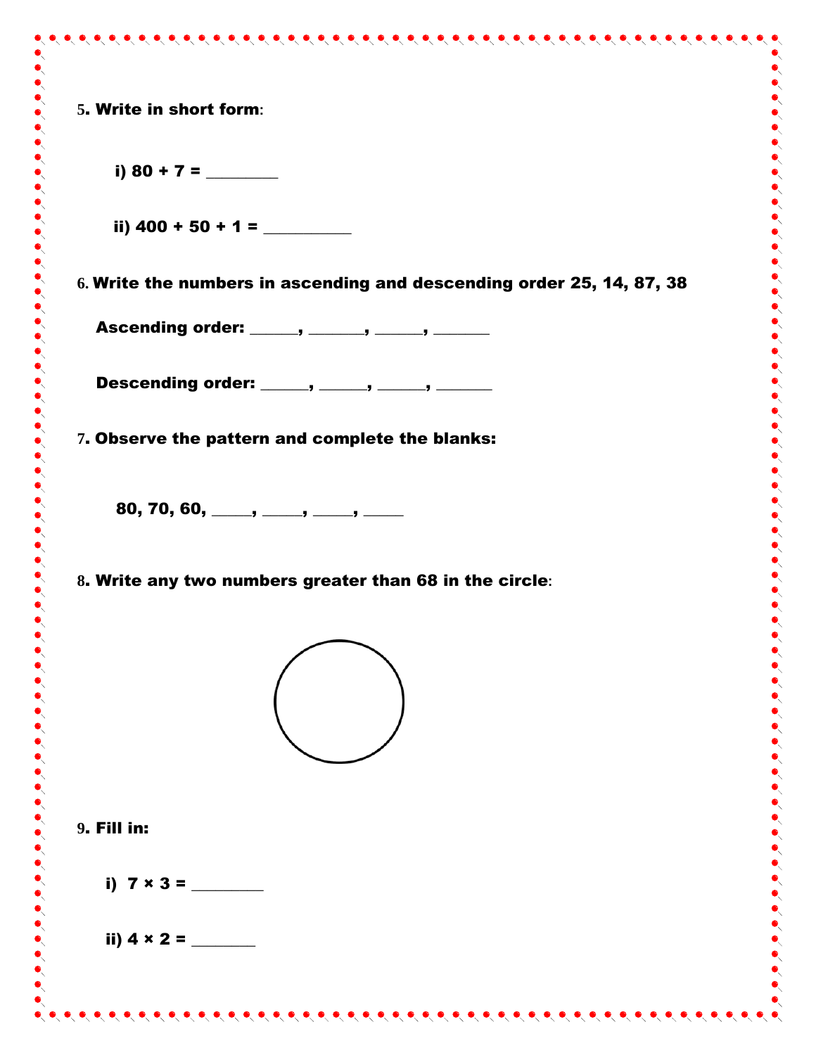**5. Write in short form:**

**i) 80 + 7 = ________**

**ii) 400 + 50 + 1 = __________**

**6. Write the numbers in ascending and descending order 25, 14, 87, 38**

**Ascending order: ______, _______, ______, _______**

**Descending order: ______, ______, ______, _______**

**7. Observe the pattern and complete the blanks:**

**80, 70, 60, _____, _____, _____, _____**

**8. Write any two numbers greater than 68 in the circle:**

**9. Fill in:**

**i) 7 × 3 = ________**

**ii) 4 × 2 = _______**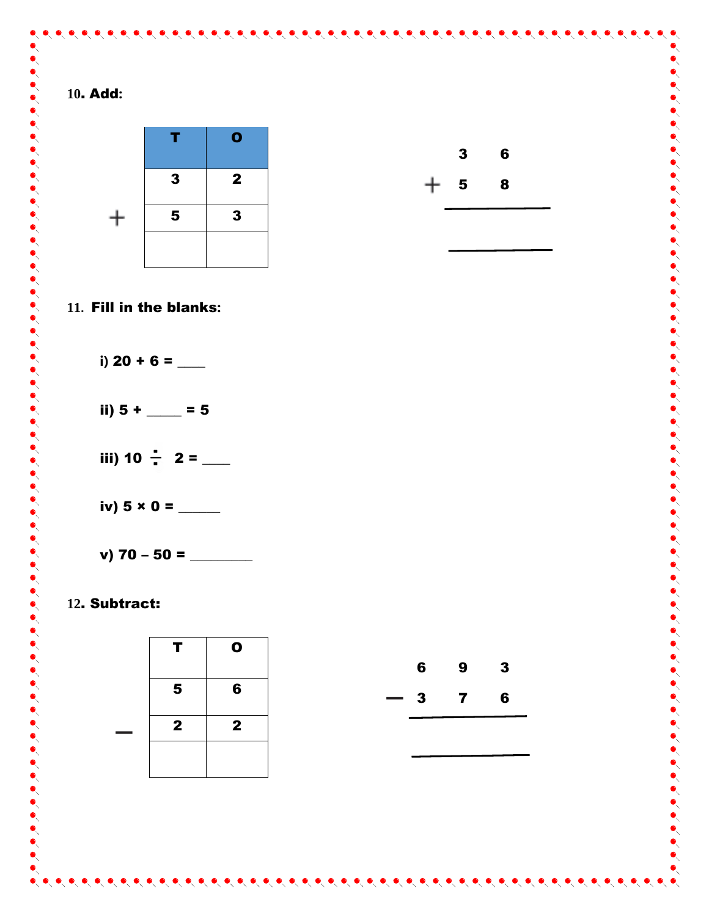**10. Add:**

|   | T | O |
|---|---|---|
|   | 3 | 2 |
| + | 5 | 3 |
|   |   |   |

$$
\begin{array}{r} 3\ 6 \\ +\ 5\ 8 \\ \hline \\ \hline \end{array}
$$

**11. Fill in the blanks:**

i) 20 + 6 = ____

ii) 5 + _____ = 5

iii) 10 ÷ 2 = ____

iv) 5 × 0 = ______

v) 70 – 50 = _________

**12. Subtract:**

|   | T | O |
|---|---|---|
|   | 5 | 6 |
| – | 2 | 2 |
|   |   |   |

$$
\begin{array}{r} 6\ 9\ 3 \\ -\ 3\ 7\ 6 \\ \hline \\ \hline \end{array}
$$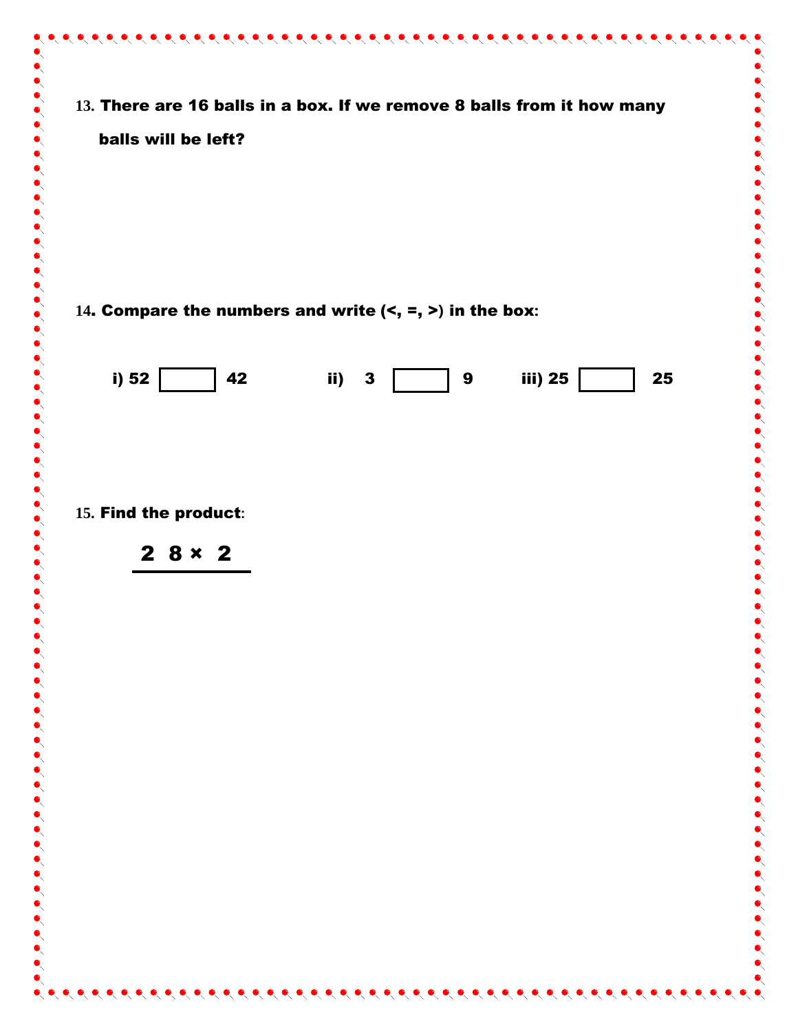13. **There are 16 balls in a box. If we remove 8 balls from it how many balls will be left?**

14. **Compare the numbers and write (<, =, >) in the box:**

**i) 52 ☐ 42**  **ii) 3 ☐ 9**  **iii) 25 ☐ 25**

15. **Find the product:**

**2 8 × 2**